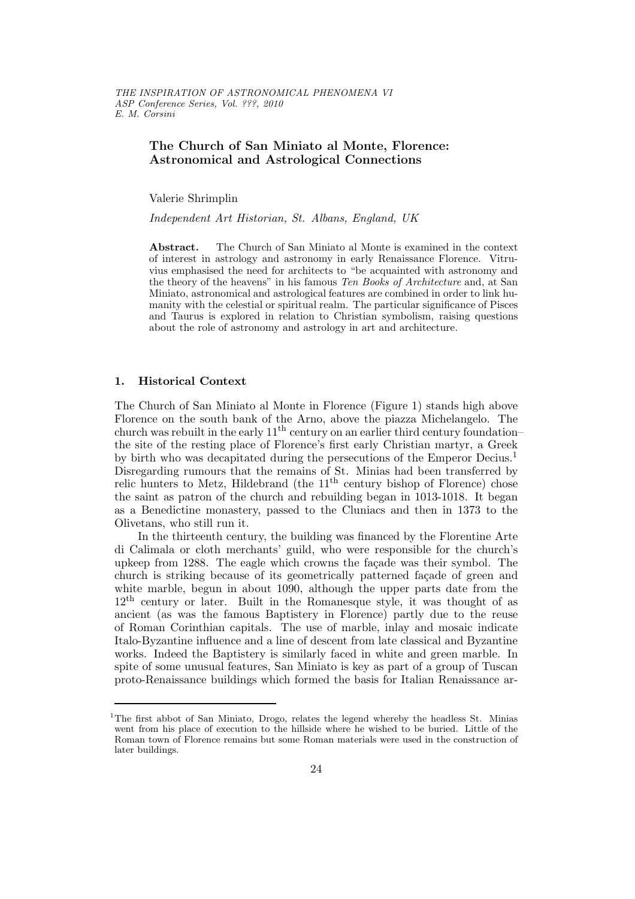# The Church of San Miniato al Monte, Florence: Astronomical and Astrological Connections

Valerie Shrimplin

*Independent Art Historian, St. Albans, England, UK*

**Abstract.** The Church of San Miniato al Monte is examined in the context of interest in astrology and astronomy in early Renaissance Florence. Vitruvius emphasised the need for architects to "be acquainted with astronomy and the theory of the heavens" in his famous *Ten Books of Architecture* and, at San Miniato, astronomical and astrological features are combined in order to link humanity with the celestial or spiritual realm. The particular significance of Pisces and Taurus is explored in relation to Christian symbolism, raising questions about the role of astronomy and astrology in art and architecture.

## 1. Historical Context

The Church of San Miniato al Monte in Florence (Figure 1) stands high above Florence on the south bank of the Arno, above the piazza Michelangelo. The church was rebuilt in the early 11th century on an earlier third century foundation– the site of the resting place of Florence's first early Christian martyr, a Greek by birth who was decapitated during the persecutions of the Emperor Decius.[1] Disregarding rumours that the remains of St. Minias had been transferred by relic hunters to Metz, Hildebrand (the 11th century bishop of Florence) chose the saint as patron of the church and rebuilding began in 1013-1018. It began as a Benedictine monastery, passed to the Cluniacs and then in 1373 to the Olivetans, who still run it.

In the thirteenth century, the building was financed by the Florentine Arte di Calimala or cloth merchants' guild, who were responsible for the church's upkeep from 1288. The eagle which crowns the façade was their symbol. The church is striking because of its geometrically patterned façade of green and white marble, begun in about 1090, although the upper parts date from the 12th century or later. Built in the Romanesque style, it was thought of as ancient (as was the famous Baptistery in Florence) partly due to the reuse of Roman Corinthian capitals. The use of marble, inlay and mosaic indicate Italo-Byzantine influence and a line of descent from late classical and Byzantine works. Indeed the Baptistery is similarly faced in white and green marble. In spite of some unusual features, San Miniato is key as part of a group of Tuscan proto-Renaissance buildings which formed the basis for Italian Renaissance ar-

[1] The first abbot of San Miniato, Drogo, relates the legend whereby the headless St. Minias went from his place of execution to the hillside where he wished to be buried. Little of the Roman town of Florence remains but some Roman materials were used in the construction of later buildings.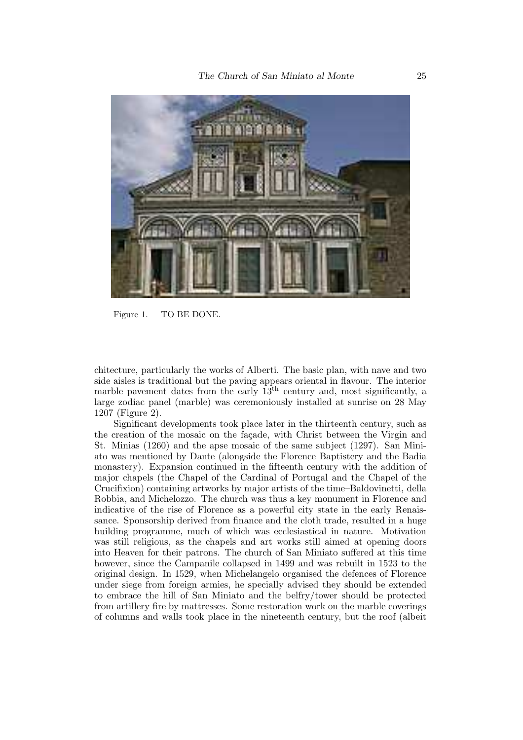Figure 1. TO BE DONE.

chitecture, particularly the works of Alberti. The basic plan, with nave and two side aisles is traditional but the paving appears oriental in flavour. The interior marble pavement dates from the early $13^{\text{th}}$ century and, most significantly, a large zodiac panel (marble) was ceremoniously installed at sunrise on 28 May 1207 (Figure 2).

Significant developments took place later in the thirteenth century, such as the creation of the mosaic on the façade, with Christ between the Virgin and St. Minias (1260) and the apse mosaic of the same subject (1297). San Miniato was mentioned by Dante (alongside the Florence Baptistery and the Badia monastery). Expansion continued in the fifteenth century with the addition of major chapels (the Chapel of the Cardinal of Portugal and the Chapel of the Crucifixion) containing artworks by major artists of the time–Baldovinetti, della Robbia, and Michelozzo. The church was thus a key monument in Florence and indicative of the rise of Florence as a powerful city state in the early Renaissance. Sponsorship derived from finance and the cloth trade, resulted in a huge building programme, much of which was ecclesiastical in nature. Motivation was still religious, as the chapels and art works still aimed at opening doors into Heaven for their patrons. The church of San Miniato suffered at this time however, since the Campanile collapsed in 1499 and was rebuilt in 1523 to the original design. In 1529, when Michelangelo organised the defences of Florence under siege from foreign armies, he specially advised they should be extended to embrace the hill of San Miniato and the belfry/tower should be protected from artillery fire by mattresses. Some restoration work on the marble coverings of columns and walls took place in the nineteenth century, but the roof (albeit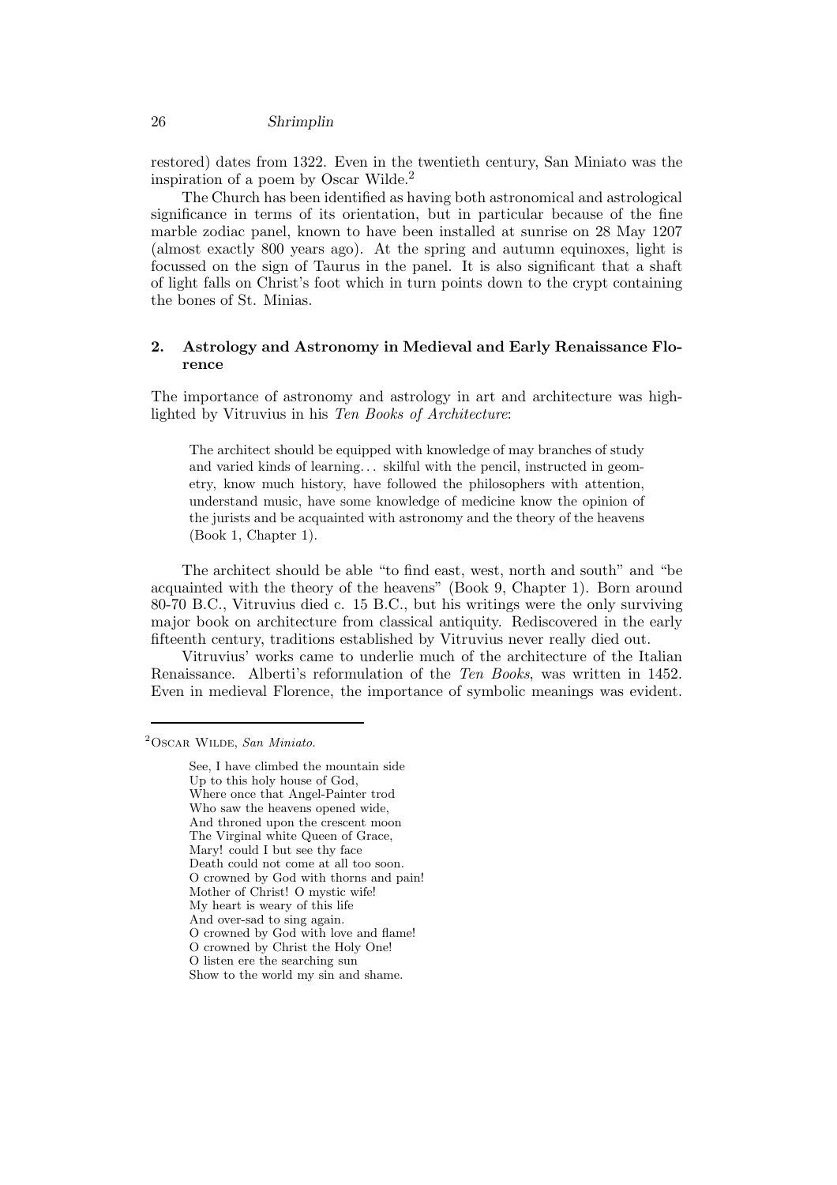restored) dates from 1322. Even in the twentieth century, San Miniato was the inspiration of a poem by Oscar Wilde.[2]

The Church has been identified as having both astronomical and astrological significance in terms of its orientation, but in particular because of the fine marble zodiac panel, known to have been installed at sunrise on 28 May 1207 (almost exactly 800 years ago). At the spring and autumn equinoxes, light is focussed on the sign of Taurus in the panel. It is also significant that a shaft of light falls on Christ's foot which in turn points down to the crypt containing the bones of St. Minias.

## 2. Astrology and Astronomy in Medieval and Early Renaissance Florence

The importance of astronomy and astrology in art and architecture was highlighted by Vitruvius in his *Ten Books of Architecture*:

> The architect should be equipped with knowledge of may branches of study and varied kinds of learning... skilful with the pencil, instructed in geometry, know much history, have followed the philosophers with attention, understand music, have some knowledge of medicine know the opinion of the jurists and be acquainted with astronomy and the theory of the heavens (Book 1, Chapter 1).

The architect should be able "to find east, west, north and south" and "be acquainted with the theory of the heavens" (Book 9, Chapter 1). Born around 80-70 B.C., Vitruvius died c. 15 B.C., but his writings were the only surviving major book on architecture from classical antiquity. Rediscovered in the early fifteenth century, traditions established by Vitruvius never really died out.

Vitruvius' works came to underlie much of the architecture of the Italian Renaissance. Alberti's reformulation of the *Ten Books*, was written in 1452. Even in medieval Florence, the importance of symbolic meanings was evident.

---

[2] Oscar Wilde, *San Miniato*.

> See, I have climbed the mountain side
> Up to this holy house of God,
> Where once that Angel-Painter trod
> Who saw the heavens opened wide,
> And throned upon the crescent moon
> The Virginal white Queen of Grace,
> Mary! could I but see thy face
> Death could not come at all too soon.
> O crowned by God with thorns and pain!
> Mother of Christ! O mystic wife!
> My heart is weary of this life
> And over-sad to sing again.
> O crowned by God with love and flame!
> O crowned by Christ the Holy One!
> O listen ere the searching sun
> Show to the world my sin and shame.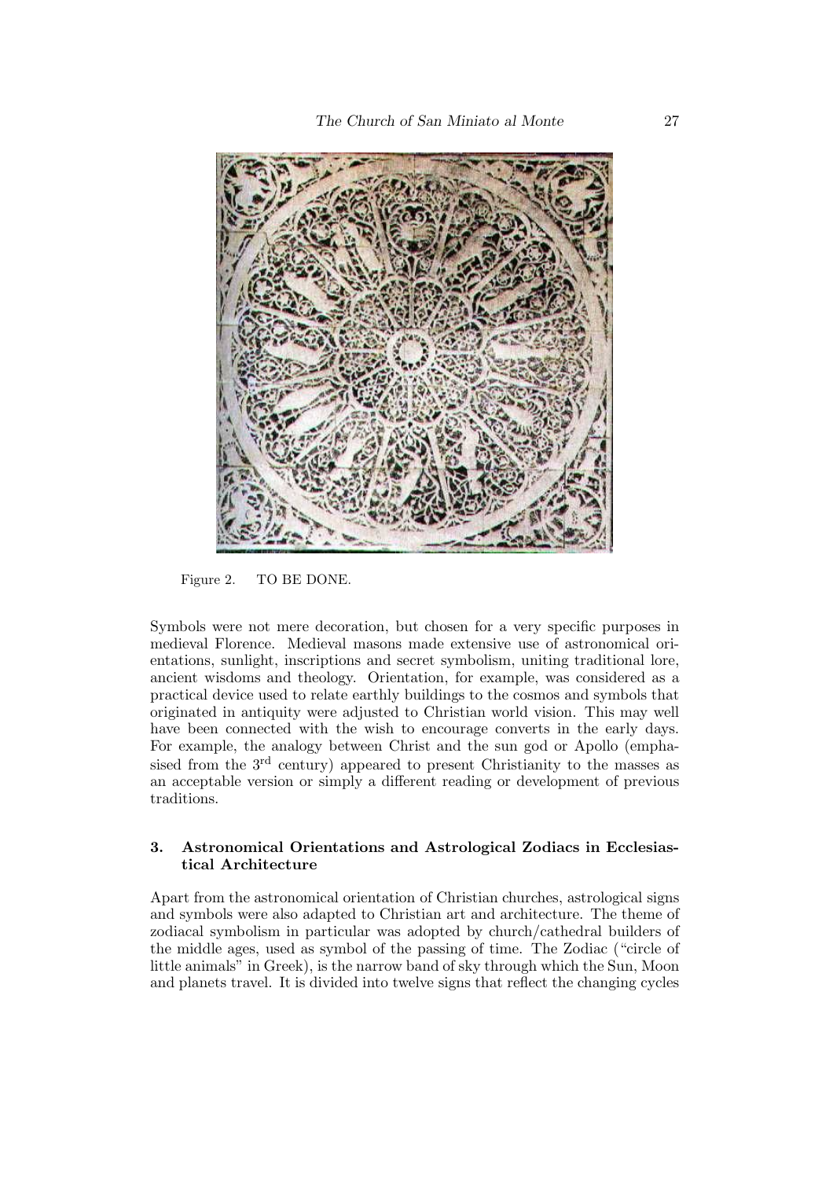Figure 2. TO BE DONE.

Symbols were not mere decoration, but chosen for a very specific purposes in medieval Florence. Medieval masons made extensive use of astronomical orientations, sunlight, inscriptions and secret symbolism, uniting traditional lore, ancient wisdoms and theology. Orientation, for example, was considered as a practical device used to relate earthly buildings to the cosmos and symbols that originated in antiquity were adjusted to Christian world vision. This may well have been connected with the wish to encourage converts in the early days. For example, the analogy between Christ and the sun god or Apollo (emphasised from the 3rd century) appeared to present Christianity to the masses as an acceptable version or simply a different reading or development of previous traditions.

## 3. Astronomical Orientations and Astrological Zodiacs in Ecclesiastical Architecture

Apart from the astronomical orientation of Christian churches, astrological signs and symbols were also adapted to Christian art and architecture. The theme of zodiacal symbolism in particular was adopted by church/cathedral builders of the middle ages, used as symbol of the passing of time. The Zodiac ("circle of little animals" in Greek), is the narrow band of sky through which the Sun, Moon and planets travel. It is divided into twelve signs that reflect the changing cycles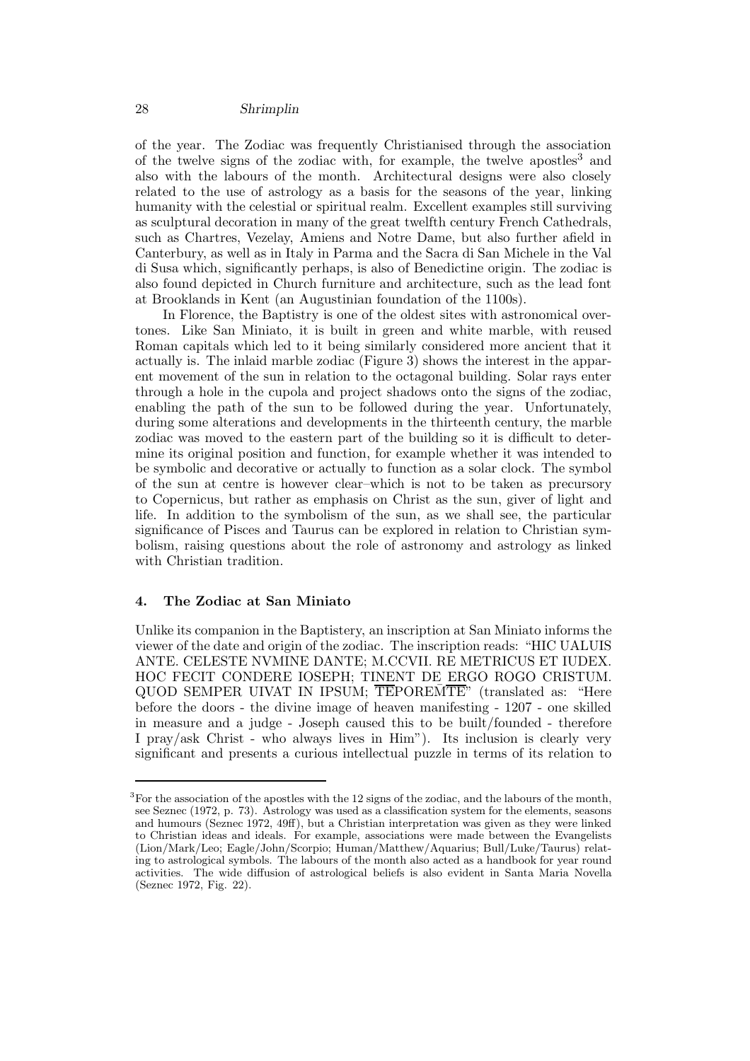of the year. The Zodiac was frequently Christianised through the association of the twelve signs of the zodiac with, for example, the twelve apostles[3] and also with the labours of the month. Architectural designs were also closely related to the use of astrology as a basis for the seasons of the year, linking humanity with the celestial or spiritual realm. Excellent examples still surviving as sculptural decoration in many of the great twelfth century French Cathedrals, such as Chartres, Vezelay, Amiens and Notre Dame, but also further afield in Canterbury, as well as in Italy in Parma and the Sacra di San Michele in the Val di Susa which, significantly perhaps, is also of Benedictine origin. The zodiac is also found depicted in Church furniture and architecture, such as the lead font at Brooklands in Kent (an Augustinian foundation of the 1100s).

In Florence, the Baptistry is one of the oldest sites with astronomical overtones. Like San Miniato, it is built in green and white marble, with reused Roman capitals which led to it being similarly considered more ancient that it actually is. The inlaid marble zodiac (Figure 3) shows the interest in the apparent movement of the sun in relation to the octagonal building. Solar rays enter through a hole in the cupola and project shadows onto the signs of the zodiac, enabling the path of the sun to be followed during the year. Unfortunately, during some alterations and developments in the thirteenth century, the marble zodiac was moved to the eastern part of the building so it is difficult to determine its original position and function, for example whether it was intended to be symbolic and decorative or actually to function as a solar clock. The symbol of the sun at centre is however clear–which is not to be taken as precursory to Copernicus, but rather as emphasis on Christ as the sun, giver of light and life. In addition to the symbolism of the sun, as we shall see, the particular significance of Pisces and Taurus can be explored in relation to Christian symbolism, raising questions about the role of astronomy and astrology as linked with Christian tradition.

## 4. The Zodiac at San Miniato

Unlike its companion in the Baptistery, an inscription at San Miniato informs the viewer of the date and origin of the zodiac. The inscription reads: "HIC UALUIS ANTE. CELESTE NVMINE DANTE; M.CCVII. RE METRICUS ET IUDEX. HOC FECIT CONDERE IOSEPH; TINENT DE ERGO ROGO CRISTUM. QUOD SEMPER UIVAT IN IPSUM; $\overline{\text{TE}}$PORE$\overline{\text{M}}$$\overline{\text{TE}}$" (translated as: "Here before the doors - the divine image of heaven manifesting - 1207 - one skilled in measure and a judge - Joseph caused this to be built/founded - therefore I pray/ask Christ - who always lives in Him"). Its inclusion is clearly very significant and presents a curious intellectual puzzle in terms of its relation to

---

[3] For the association of the apostles with the 12 signs of the zodiac, and the labours of the month, see Seznec (1972, p. 73). Astrology was used as a classification system for the elements, seasons and humours (Seznec 1972, 49ff), but a Christian interpretation was given as they were linked to Christian ideas and ideals. For example, associations were made between the Evangelists (Lion/Mark/Leo; Eagle/John/Scorpio; Human/Matthew/Aquarius; Bull/Luke/Taurus) relating to astrological symbols. The labours of the month also acted as a handbook for year round activities. The wide diffusion of astrological beliefs is also evident in Santa Maria Novella (Seznec 1972, Fig. 22).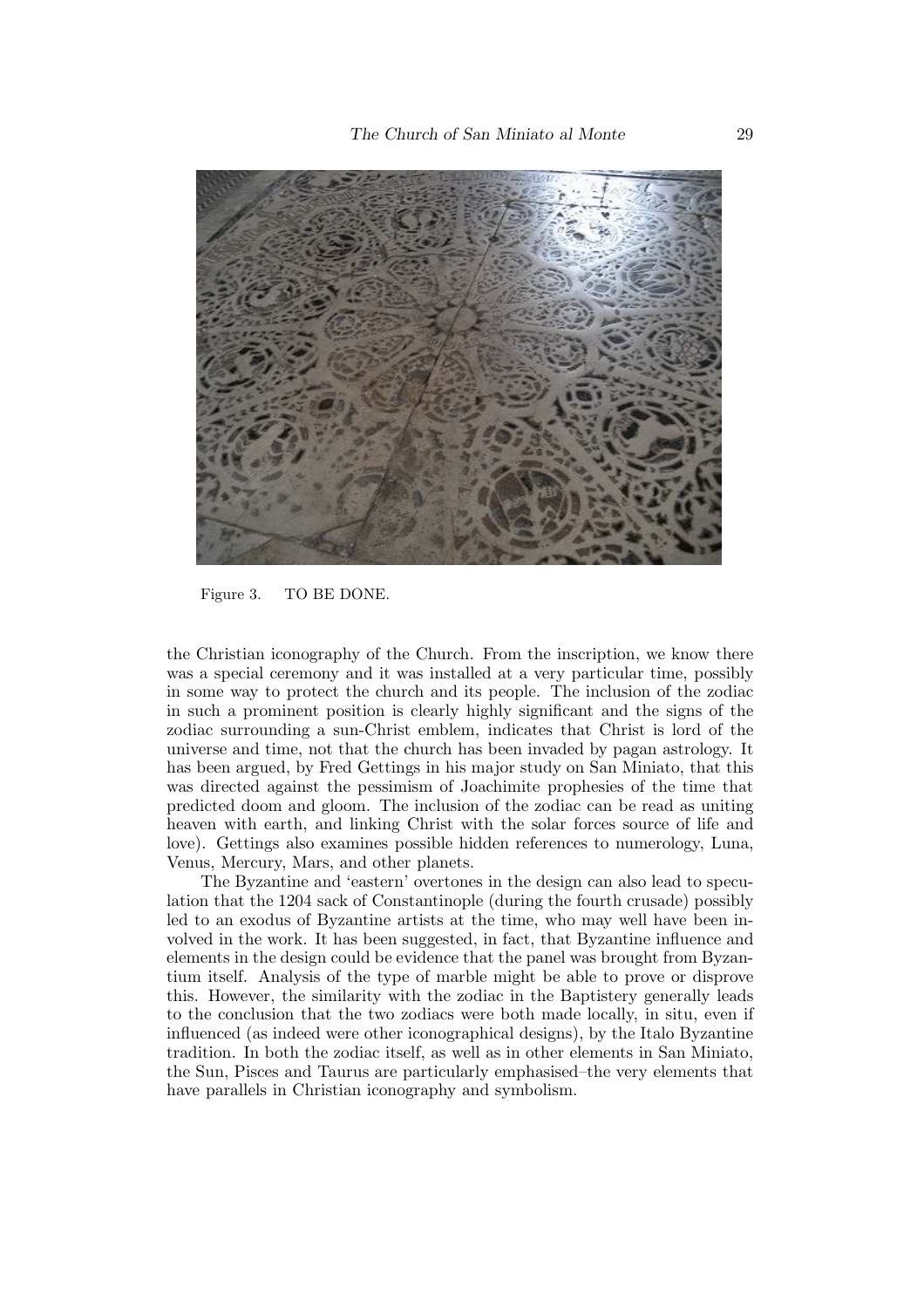Figure 3. TO BE DONE.

the Christian iconography of the Church. From the inscription, we know there was a special ceremony and it was installed at a very particular time, possibly in some way to protect the church and its people. The inclusion of the zodiac in such a prominent position is clearly highly significant and the signs of the zodiac surrounding a sun-Christ emblem, indicates that Christ is lord of the universe and time, not that the church has been invaded by pagan astrology. It has been argued, by Fred Gettings in his major study on San Miniato, that this was directed against the pessimism of Joachimite prophesies of the time that predicted doom and gloom. The inclusion of the zodiac can be read as uniting heaven with earth, and linking Christ with the solar forces source of life and love). Gettings also examines possible hidden references to numerology, Luna, Venus, Mercury, Mars, and other planets.

The Byzantine and 'eastern' overtones in the design can also lead to speculation that the 1204 sack of Constantinople (during the fourth crusade) possibly led to an exodus of Byzantine artists at the time, who may well have been involved in the work. It has been suggested, in fact, that Byzantine influence and elements in the design could be evidence that the panel was brought from Byzantium itself. Analysis of the type of marble might be able to prove or disprove this. However, the similarity with the zodiac in the Baptistery generally leads to the conclusion that the two zodiacs were both made locally, in situ, even if influenced (as indeed were other iconographical designs), by the Italo Byzantine tradition. In both the zodiac itself, as well as in other elements in San Miniato, the Sun, Pisces and Taurus are particularly emphasised–the very elements that have parallels in Christian iconography and symbolism.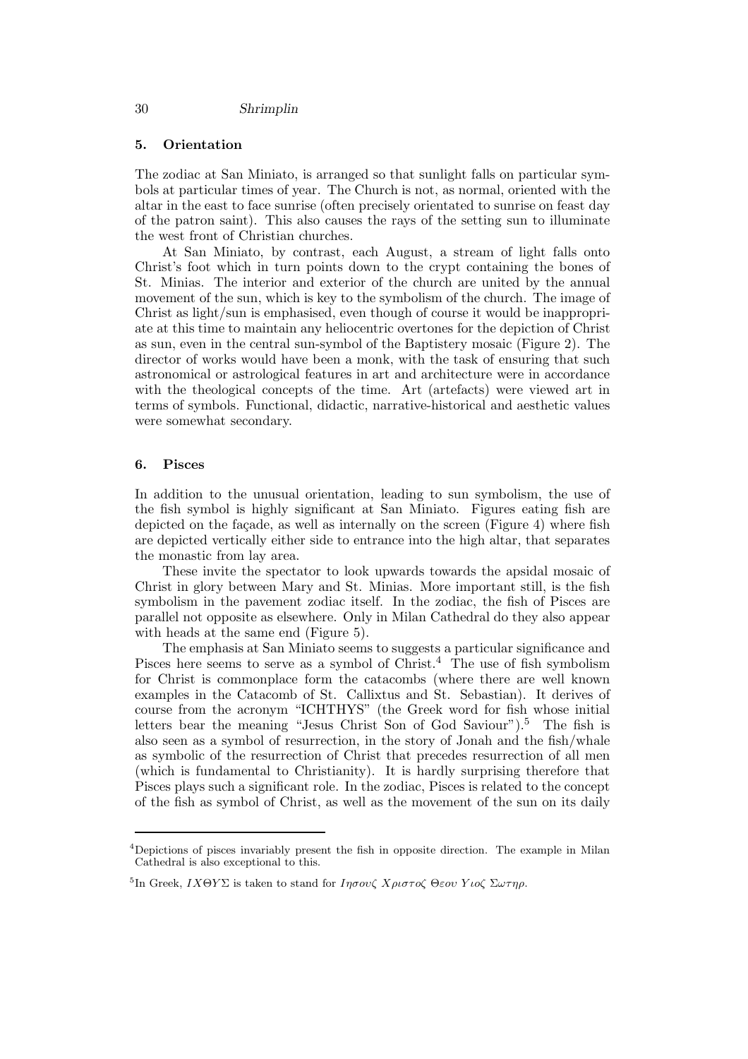## 5. Orientation

The zodiac at San Miniato, is arranged so that sunlight falls on particular symbols at particular times of year. The Church is not, as normal, oriented with the altar in the east to face sunrise (often precisely orientated to sunrise on feast day of the patron saint). This also causes the rays of the setting sun to illuminate the west front of Christian churches.

At San Miniato, by contrast, each August, a stream of light falls onto Christ's foot which in turn points down to the crypt containing the bones of St. Minias. The interior and exterior of the church are united by the annual movement of the sun, which is key to the symbolism of the church. The image of Christ as light/sun is emphasised, even though of course it would be inappropriate at this time to maintain any heliocentric overtones for the depiction of Christ as sun, even in the central sun-symbol of the Baptistery mosaic (Figure 2). The director of works would have been a monk, with the task of ensuring that such astronomical or astrological features in art and architecture were in accordance with the theological concepts of the time. Art (artefacts) were viewed art in terms of symbols. Functional, didactic, narrative-historical and aesthetic values were somewhat secondary.

## 6. Pisces

In addition to the unusual orientation, leading to sun symbolism, the use of the fish symbol is highly significant at San Miniato. Figures eating fish are depicted on the façade, as well as internally on the screen (Figure 4) where fish are depicted vertically either side to entrance into the high altar, that separates the monastic from lay area.

These invite the spectator to look upwards towards the apsidal mosaic of Christ in glory between Mary and St. Minias. More important still, is the fish symbolism in the pavement zodiac itself. In the zodiac, the fish of Pisces are parallel not opposite as elsewhere. Only in Milan Cathedral do they also appear with heads at the same end (Figure 5).

The emphasis at San Miniato seems to suggests a particular significance and Pisces here seems to serve as a symbol of Christ.[4] The use of fish symbolism for Christ is commonplace form the catacombs (where there are well known examples in the Catacomb of St. Callixtus and St. Sebastian). It derives of course from the acronym "ICHTHYS" (the Greek word for fish whose initial letters bear the meaning "Jesus Christ Son of God Saviour").[5] The fish is also seen as a symbol of resurrection, in the story of Jonah and the fish/whale as symbolic of the resurrection of Christ that precedes resurrection of all men (which is fundamental to Christianity). It is hardly surprising therefore that Pisces plays such a significant role. In the zodiac, Pisces is related to the concept of the fish as symbol of Christ, as well as the movement of the sun on its daily

---

[4] Depictions of pisces invariably present the fish in opposite direction. The example in Milan Cathedral is also exceptional to this.

[5] In Greek, $IX\Theta Y\Sigma$ is taken to stand for $I\eta\sigma o\upsilon\zeta$ $X\rho\iota\sigma\tau o\zeta$ $\Theta\varepsilon o\upsilon$ $Y\iota o\zeta$ $\Sigma\omega\tau\eta\rho$.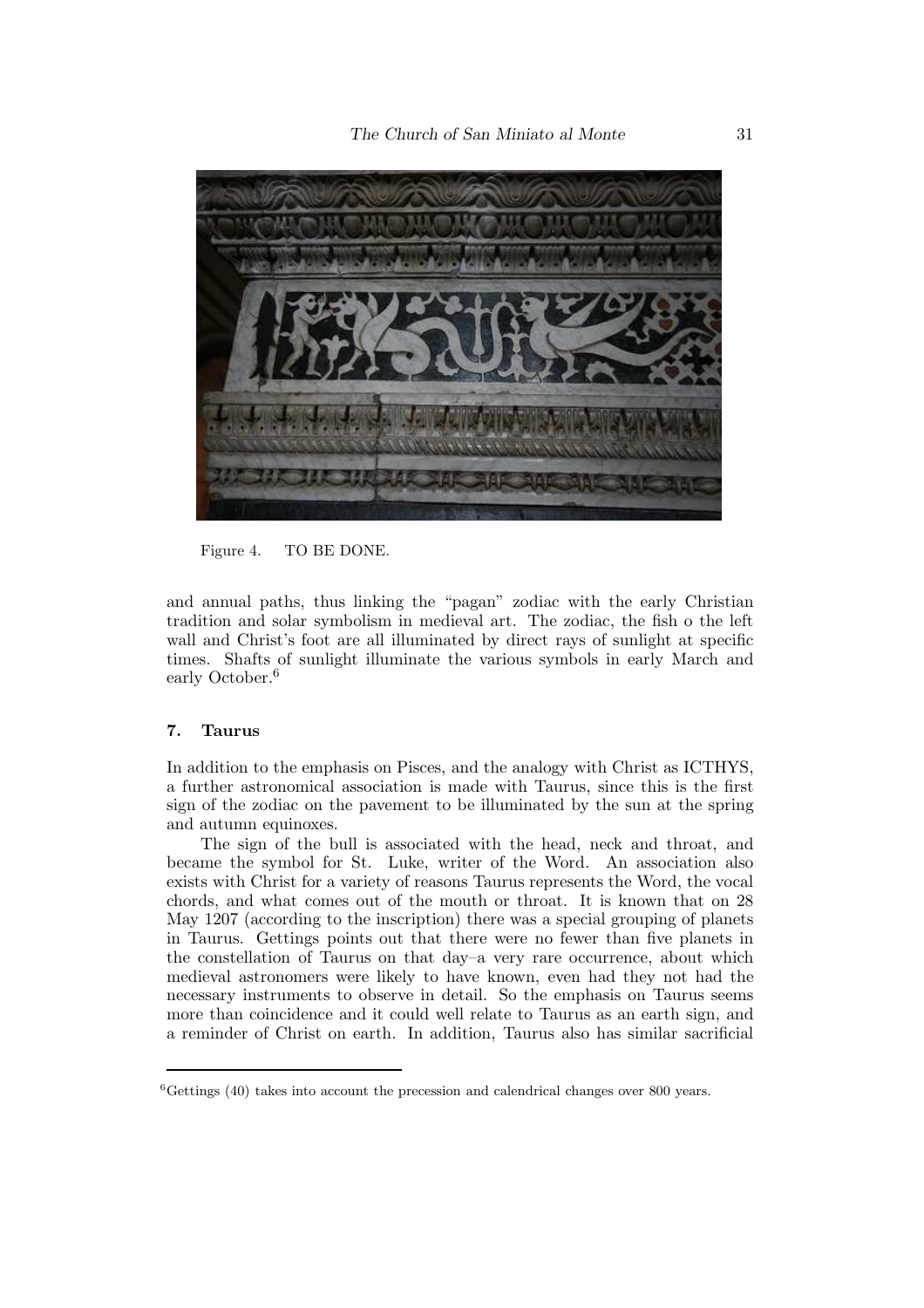Figure 4. TO BE DONE.

and annual paths, thus linking the "pagan" zodiac with the early Christian tradition and solar symbolism in medieval art. The zodiac, the fish o the left wall and Christ's foot are all illuminated by direct rays of sunlight at specific times. Shafts of sunlight illuminate the various symbols in early March and early October.[6]

## 7. Taurus

In addition to the emphasis on Pisces, and the analogy with Christ as ICTHYS, a further astronomical association is made with Taurus, since this is the first sign of the zodiac on the pavement to be illuminated by the sun at the spring and autumn equinoxes.

The sign of the bull is associated with the head, neck and throat, and became the symbol for St. Luke, writer of the Word. An association also exists with Christ for a variety of reasons Taurus represents the Word, the vocal chords, and what comes out of the mouth or throat. It is known that on 28 May 1207 (according to the inscription) there was a special grouping of planets in Taurus. Gettings points out that there were no fewer than five planets in the constellation of Taurus on that day–a very rare occurrence, about which medieval astronomers were likely to have known, even had they not had the necessary instruments to observe in detail. So the emphasis on Taurus seems more than coincidence and it could well relate to Taurus as an earth sign, and a reminder of Christ on earth. In addition, Taurus also has similar sacrificial

[6] Gettings (40) takes into account the precession and calendrical changes over 800 years.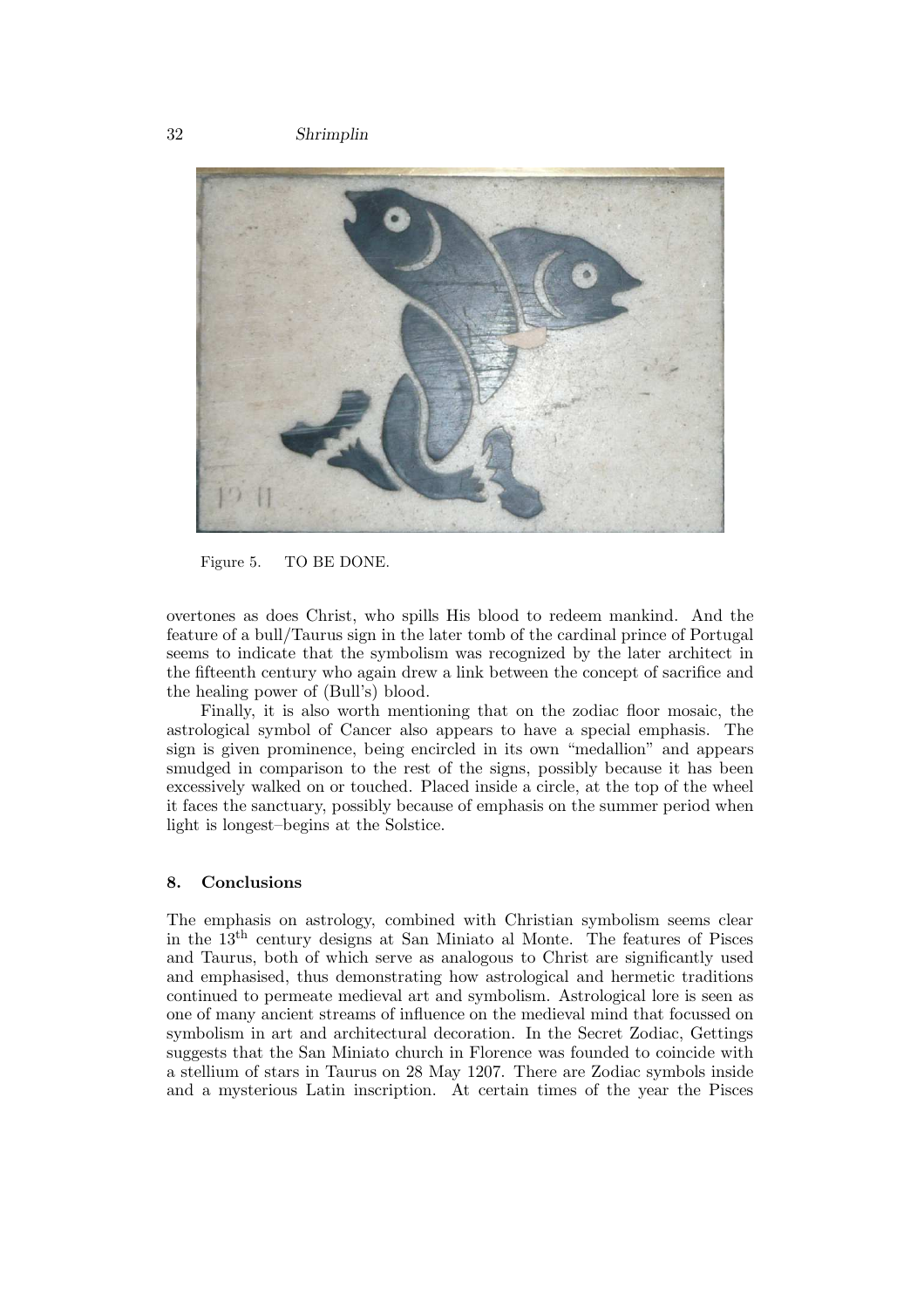Figure 5. TO BE DONE.

overtones as does Christ, who spills His blood to redeem mankind. And the feature of a bull/Taurus sign in the later tomb of the cardinal prince of Portugal seems to indicate that the symbolism was recognized by the later architect in the fifteenth century who again drew a link between the concept of sacrifice and the healing power of (Bull's) blood.

Finally, it is also worth mentioning that on the zodiac floor mosaic, the astrological symbol of Cancer also appears to have a special emphasis. The sign is given prominence, being encircled in its own "medallion" and appears smudged in comparison to the rest of the signs, possibly because it has been excessively walked on or touched. Placed inside a circle, at the top of the wheel it faces the sanctuary, possibly because of emphasis on the summer period when light is longest–begins at the Solstice.

## 8. Conclusions

The emphasis on astrology, combined with Christian symbolism seems clear in the 13th century designs at San Miniato al Monte. The features of Pisces and Taurus, both of which serve as analogous to Christ are significantly used and emphasised, thus demonstrating how astrological and hermetic traditions continued to permeate medieval art and symbolism. Astrological lore is seen as one of many ancient streams of influence on the medieval mind that focussed on symbolism in art and architectural decoration. In the Secret Zodiac, Gettings suggests that the San Miniato church in Florence was founded to coincide with a stellium of stars in Taurus on 28 May 1207. There are Zodiac symbols inside and a mysterious Latin inscription. At certain times of the year the Pisces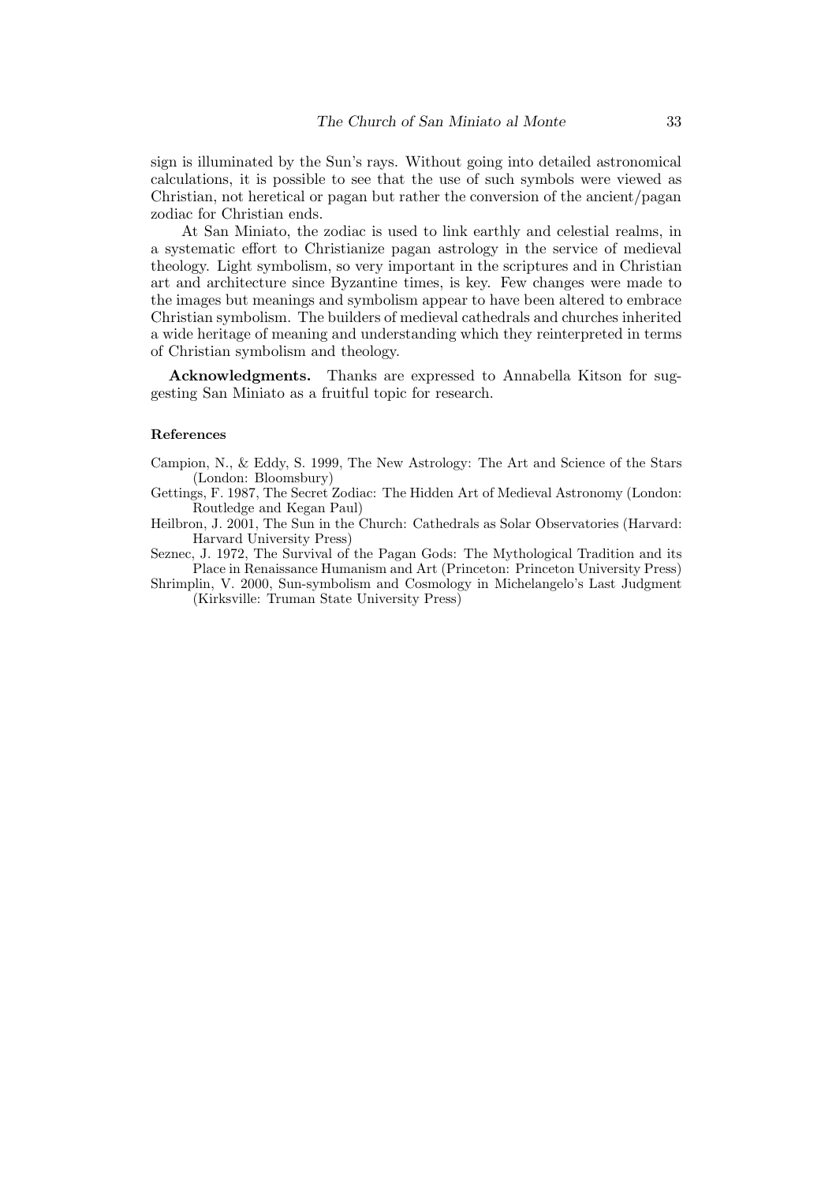sign is illuminated by the Sun's rays. Without going into detailed astronomical calculations, it is possible to see that the use of such symbols were viewed as Christian, not heretical or pagan but rather the conversion of the ancient/pagan zodiac for Christian ends.

At San Miniato, the zodiac is used to link earthly and celestial realms, in a systematic effort to Christianize pagan astrology in the service of medieval theology. Light symbolism, so very important in the scriptures and in Christian art and architecture since Byzantine times, is key. Few changes were made to the images but meanings and symbolism appear to have been altered to embrace Christian symbolism. The builders of medieval cathedrals and churches inherited a wide heritage of meaning and understanding which they reinterpreted in terms of Christian symbolism and theology.

**Acknowledgments.** Thanks are expressed to Annabella Kitson for suggesting San Miniato as a fruitful topic for research.

### References

Campion, N., & Eddy, S. 1999, The New Astrology: The Art and Science of the Stars (London: Bloomsbury)

Gettings, F. 1987, The Secret Zodiac: The Hidden Art of Medieval Astronomy (London: Routledge and Kegan Paul)

Heilbron, J. 2001, The Sun in the Church: Cathedrals as Solar Observatories (Harvard: Harvard University Press)

Seznec, J. 1972, The Survival of the Pagan Gods: The Mythological Tradition and its Place in Renaissance Humanism and Art (Princeton: Princeton University Press)

Shrimplin, V. 2000, Sun-symbolism and Cosmology in Michelangelo's Last Judgment (Kirksville: Truman State University Press)